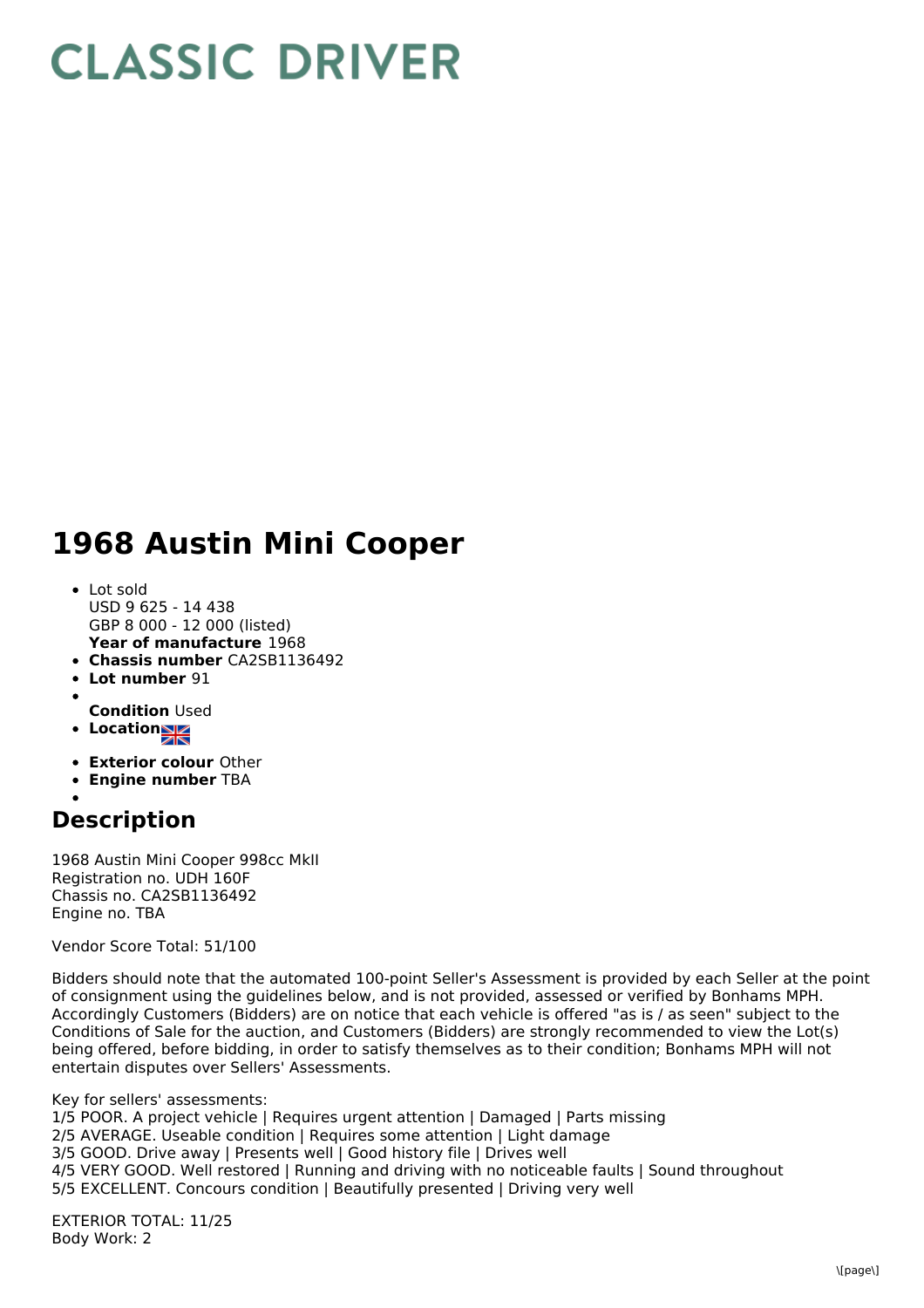# CLASSIC DRIVER

# 1968 Austin Mini Cooper

- Lot sold
  USD 9 625 - 14 438
  GBP 8 000 - 12 000 (listed)
  **Year of manufacture** 1968
- **Chassis number** CA2SB1136492
- **Lot number** 91
- 
  **Condition** Used
- **Location**
- **Exterior colour** Other
- **Engine number** TBA
- 

## Description

1968 Austin Mini Cooper 998cc MkII
Registration no. UDH 160F
Chassis no. CA2SB1136492
Engine no. TBA

Vendor Score Total: 51/100

Bidders should note that the automated 100-point Seller's Assessment is provided by each Seller at the point of consignment using the guidelines below, and is not provided, assessed or verified by Bonhams MPH. Accordingly Customers (Bidders) are on notice that each vehicle is offered "as is / as seen" subject to the Conditions of Sale for the auction, and Customers (Bidders) are strongly recommended to view the Lot(s) being offered, before bidding, in order to satisfy themselves as to their condition; Bonhams MPH will not entertain disputes over Sellers' Assessments.

Key for sellers' assessments:
1/5 POOR. A project vehicle | Requires urgent attention | Damaged | Parts missing
2/5 AVERAGE. Useable condition | Requires some attention | Light damage
3/5 GOOD. Drive away | Presents well | Good history file | Drives well
4/5 VERY GOOD. Well restored | Running and driving with no noticeable faults | Sound throughout
5/5 EXCELLENT. Concours condition | Beautifully presented | Driving very well

EXTERIOR TOTAL: 11/25
Body Work: 2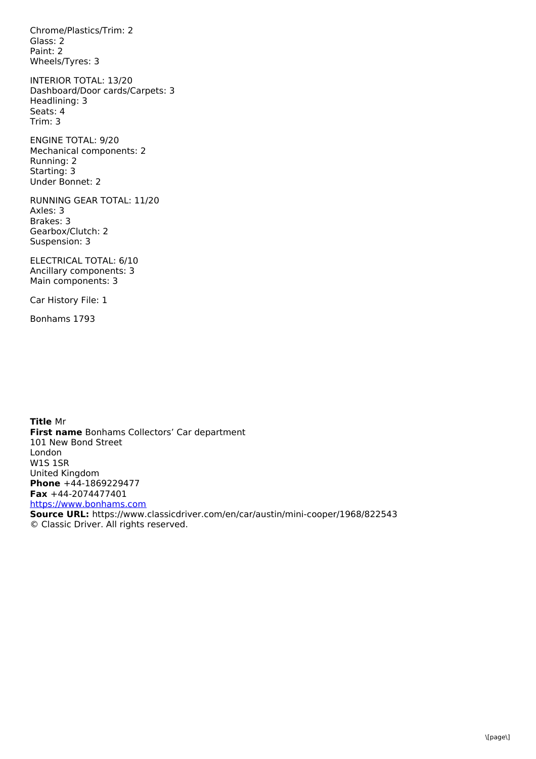Chrome/Plastics/Trim: 2
Glass: 2
Paint: 2
Wheels/Tyres: 3

INTERIOR TOTAL: 13/20
Dashboard/Door cards/Carpets: 3
Headlining: 3
Seats: 4
Trim: 3

ENGINE TOTAL: 9/20
Mechanical components: 2
Running: 2
Starting: 3
Under Bonnet: 2

RUNNING GEAR TOTAL: 11/20
Axles: 3
Brakes: 3
Gearbox/Clutch: 2
Suspension: 3

ELECTRICAL TOTAL: 6/10
Ancillary components: 3
Main components: 3

Car History File: 1

Bonhams 1793

**Title** Mr
**First name** Bonhams Collectors' Car department
101 New Bond Street
London
W1S 1SR
United Kingdom
**Phone** +44-1869229477
**Fax** +44-2074477401
https://www.bonhams.com
**Source URL:** https://www.classicdriver.com/en/car/austin/mini-cooper/1968/822543
© Classic Driver. All rights reserved.